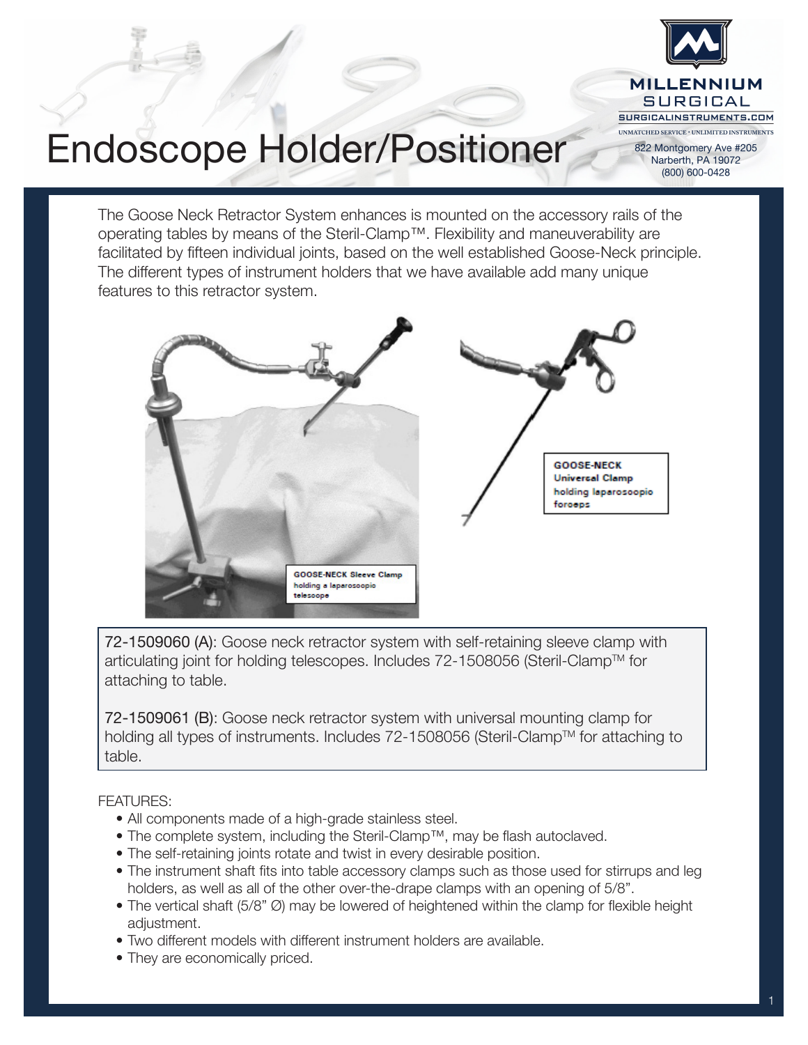# Endoscope Holder/Positioner

MILLENNIUM SURGICAL
SURGICALINSTRUMENTS.COM
UNMATCHED SERVICE • UNLIMITED INSTRUMENTS

822 Montgomery Ave #205
Narberth, PA 19072
(800) 600-0428

The Goose Neck Retractor System enhances is mounted on the accessory rails of the operating tables by means of the Steril-Clamp™. Flexibility and maneuverability are facilitated by fifteen individual joints, based on the well established Goose-Neck principle. The different types of instrument holders that we have available add many unique features to this retractor system.

GOOSE-NECK Sleeve Clamp holding a laparoscopic telescope

GOOSE-NECK Universal Clamp holding laparoscopic forceps

72-1509060 (A): Goose neck retractor system with self-retaining sleeve clamp with articulating joint for holding telescopes. Includes 72-1508056 (Steril-Clamp™ for attaching to table.

72-1509061 (B): Goose neck retractor system with universal mounting clamp for holding all types of instruments. Includes 72-1508056 (Steril-Clamp™ for attaching to table.

FEATURES:

- All components made of a high-grade stainless steel.
- The complete system, including the Steril-Clamp™, may be flash autoclaved.
- The self-retaining joints rotate and twist in every desirable position.
- The instrument shaft fits into table accessory clamps such as those used for stirrups and leg holders, as well as all of the other over-the-drape clamps with an opening of 5/8”.
- The vertical shaft (5/8” Ø) may be lowered of heightened within the clamp for flexible height adjustment.
- Two different models with different instrument holders are available.
- They are economically priced.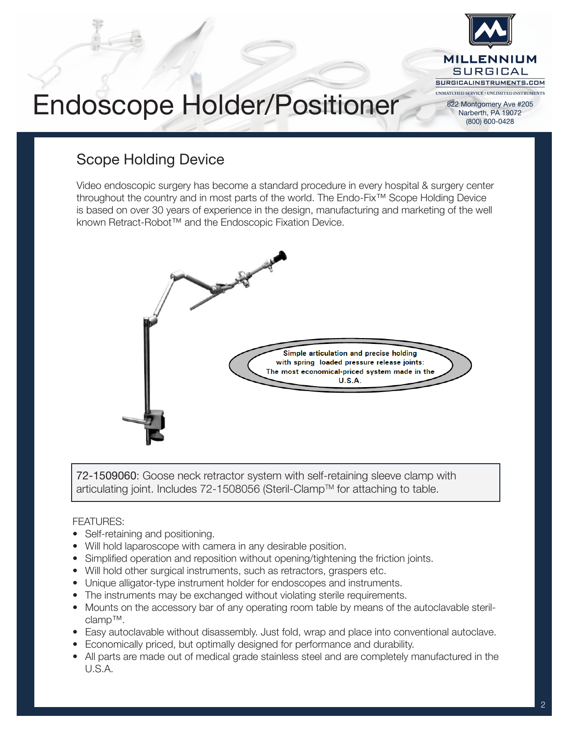# Endoscope Holder/Positioner

MILLENNIUM SURGICAL
SURGICALINSTRUMENTS.COM
UNMATCHED SERVICE • UNLIMITED INSTRUMENTS
822 Montgomery Ave #205
Narberth, PA 19072
(800) 600-0428

## Scope Holding Device

Video endoscopic surgery has become a standard procedure in every hospital & surgery center throughout the country and in most parts of the world. The Endo-Fix™ Scope Holding Device is based on over 30 years of experience in the design, manufacturing and marketing of the well known Retract-Robot™ and the Endoscopic Fixation Device.

Simple articulation and precise holding with spring loaded pressure release joints: The most economical-priced system made in the U.S.A.

72-1509060: Goose neck retractor system with self-retaining sleeve clamp with articulating joint. Includes 72-1508056 (Steril-Clamp™ for attaching to table.

FEATURES:

- Self-retaining and positioning.
- Will hold laparoscope with camera in any desirable position.
- Simplified operation and reposition without opening/tightening the friction joints.
- Will hold other surgical instruments, such as retractors, graspers etc.
- Unique alligator-type instrument holder for endoscopes and instruments.
- The instruments may be exchanged without violating sterile requirements.
- Mounts on the accessory bar of any operating room table by means of the autoclavable steril-clamp™.
- Easy autoclavable without disassembly. Just fold, wrap and place into conventional autoclave.
- Economically priced, but optimally designed for performance and durability.
- All parts are made out of medical grade stainless steel and are completely manufactured in the U.S.A.